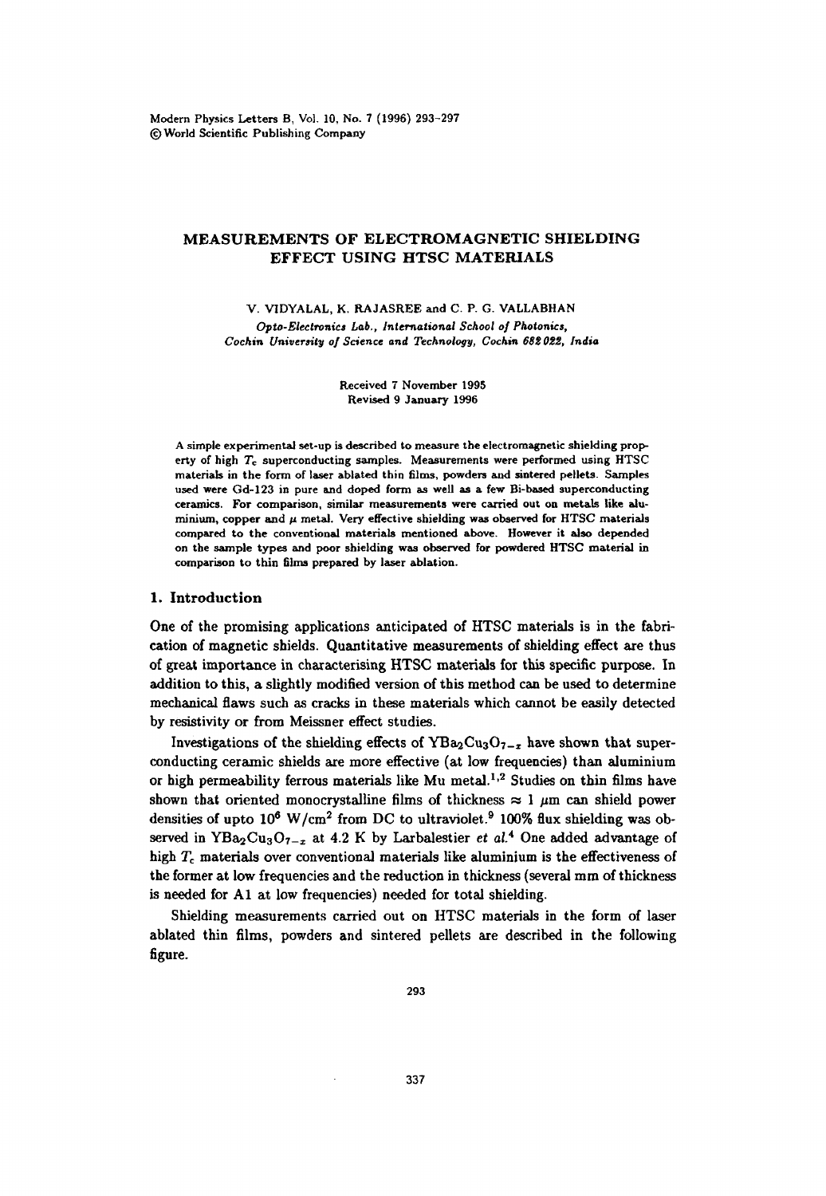# MEASUREMENTS OF ELECTROMAGNETIC SHIELDING EFFECT USING HTSC MATERIALS

V. VIDYALAL, K. RAJASREE and C. P. G. VALLABHAN

*Opto-Electronics Lab., International School of Photonics, Cochin University of Science and Technology, Cochin 682 022, India*

Received 7 November 1995
Revised 9 January 1996

A simple experimental set-up is described to measure the electromagnetic shielding property of high $T_c$ superconducting samples. Measurements were performed using HTSC materials in the form of laser ablated thin films, powders and sintered pellets. Samples used were Gd-123 in pure and doped form as well as a few Bi-based superconducting ceramics. For comparison, similar measurements were carried out on metals like aluminium, copper and $\mu$ metal. Very effective shielding was observed for HTSC materials compared to the conventional materials mentioned above. However it also depended on the sample types and poor shielding was observed for powdered HTSC material in comparison to thin films prepared by laser ablation.

## 1. Introduction

One of the promising applications anticipated of HTSC materials is in the fabrication of magnetic shields. Quantitative measurements of shielding effect are thus of great importance in characterising HTSC materials for this specific purpose. In addition to this, a slightly modified version of this method can be used to determine mechanical flaws such as cracks in these materials which cannot be easily detected by resistivity or from Meissner effect studies.

Investigations of the shielding effects of $YBa_2Cu_3O_{7-x}$ have shown that superconducting ceramic shields are more effective (at low frequencies) than aluminium or high permeability ferrous materials like Mu metal.[1,2] Studies on thin films have shown that oriented monocrystalline films of thickness $\approx 1$ $\mu$m can shield power densities of upto $10^6$ W/cm$^2$ from DC to ultraviolet.[9] 100% flux shielding was observed in $YBa_2Cu_3O_{7-x}$ at 4.2 K by Larbalestier *et al.*[4] One added advantage of high $T_c$ materials over conventional materials like aluminium is the effectiveness of the former at low frequencies and the reduction in thickness (several mm of thickness is needed for Al at low frequencies) needed for total shielding.

Shielding measurements carried out on HTSC materials in the form of laser ablated thin films, powders and sintered pellets are described in the following figure.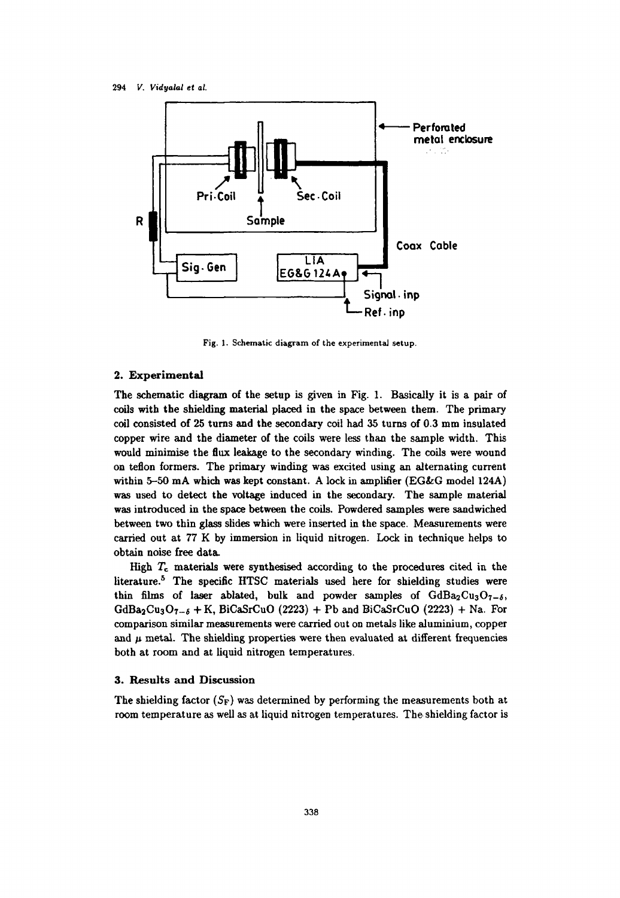Perforated metal enclosure

Pri·Coil

Sec·Coil

Sample

R

Coax Cable

Sig·Gen

LIA EG&G 124A

Signal·inp

Ref·inp

Fig. 1. Schematic diagram of the experimental setup.

## 2. Experimental

The schematic diagram of the setup is given in Fig. 1. Basically it is a pair of coils with the shielding material placed in the space between them. The primary coil consisted of 25 turns and the secondary coil had 35 turns of 0.3 mm insulated copper wire and the diameter of the coils were less than the sample width. This would minimise the flux leakage to the secondary winding. The coils were wound on teflon formers. The primary winding was excited using an alternating current within 5–50 mA which was kept constant. A lock in amplifier (EG&G model 124A) was used to detect the voltage induced in the secondary. The sample material was introduced in the space between the coils. Powdered samples were sandwiched between two thin glass slides which were inserted in the space. Measurements were carried out at 77 K by immersion in liquid nitrogen. Lock in technique helps to obtain noise free data.

High $T_c$ materials were synthesised according to the procedures cited in the literature.[5] The specific HTSC materials used here for shielding studies were thin films of laser ablated, bulk and powder samples of $GdBa_2Cu_3O_{7-\delta}$, $GdBa_2Cu_3O_{7-\delta}$ + K, BiCaSrCuO (2223) + Pb and BiCaSrCuO (2223) + Na. For comparison similar measurements were carried out on metals like aluminium, copper and $\mu$ metal. The shielding properties were then evaluated at different frequencies both at room and at liquid nitrogen temperatures.

## 3. Results and Discussion

The shielding factor ($S_F$) was determined by performing the measurements both at room temperature as well as at liquid nitrogen temperatures. The shielding factor is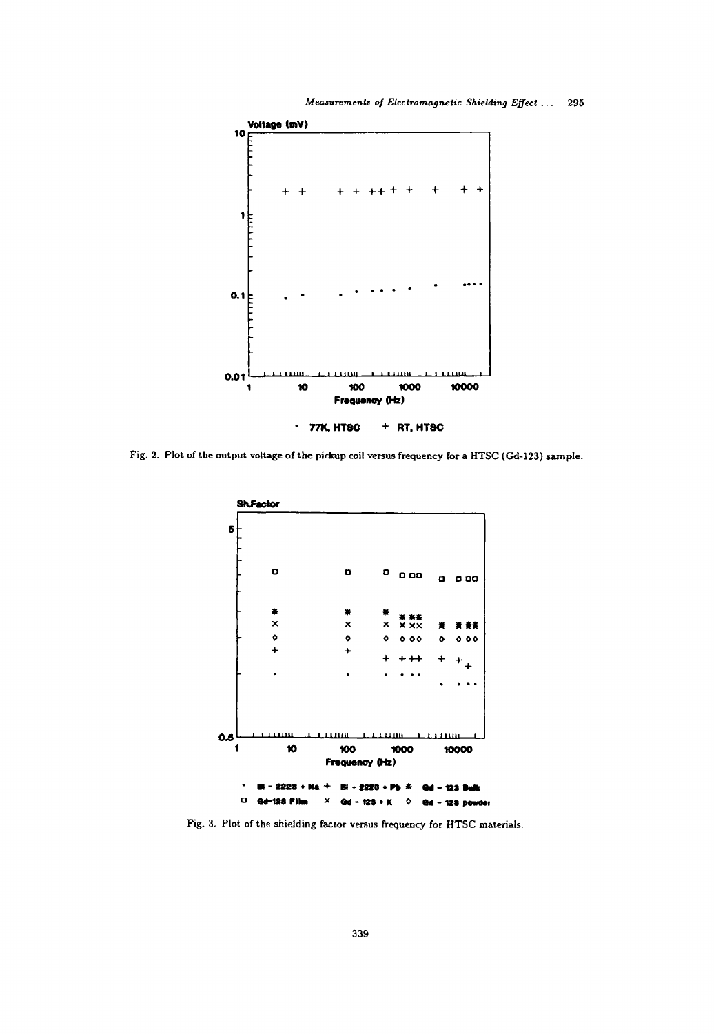Voltage (mV)

10

1

0.1

0.01

1 10 100 1000 10000

Frequency (Hz)

· 77K, HTSC + RT, HTSC

Fig. 2. Plot of the output voltage of the pickup coil versus frequency for a HTSC (Gd-123) sample.

Sh.Factor

5

0.5

1 10 100 1000 10000

Frequency (Hz)

· Bi - 2223 + Na + Bi - 2223 + Pb * Gd - 123 Bulk

□ Gd-123 Film × Gd - 123 + K ◇ Gd - 123 powder

Fig. 3. Plot of the shielding factor versus frequency for HTSC materials.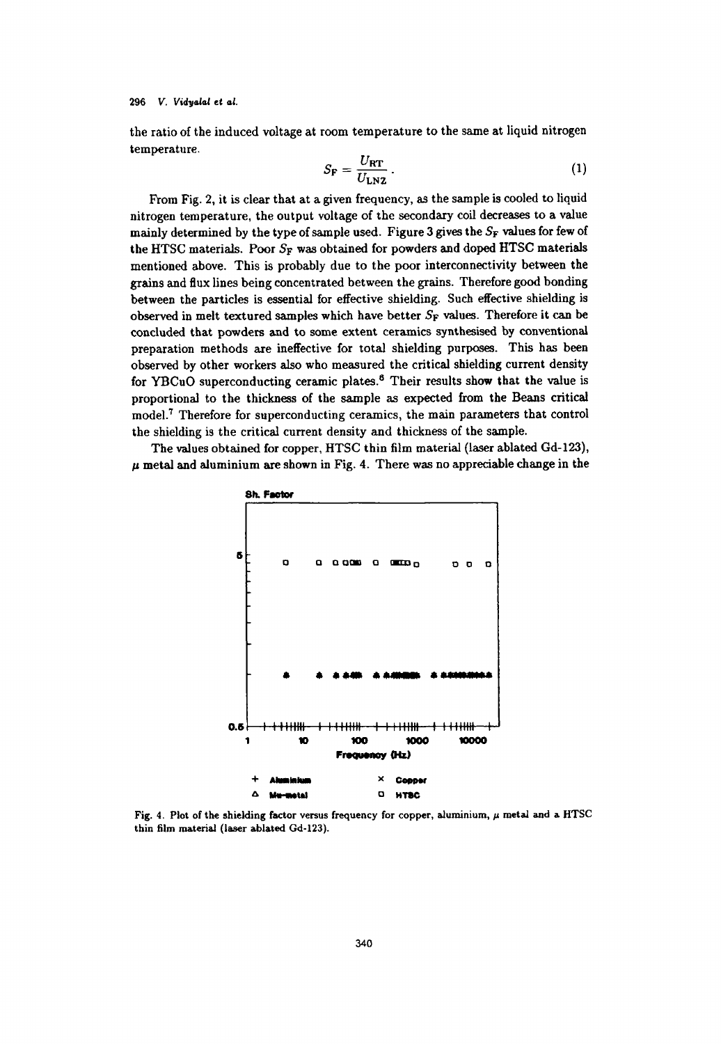the ratio of the induced voltage at room temperature to the same at liquid nitrogen temperature.

$$S_F = \frac{U_{RT}}{U_{LNZ}}. \tag{1}$$

From Fig. 2, it is clear that at a given frequency, as the sample is cooled to liquid nitrogen temperature, the output voltage of the secondary coil decreases to a value mainly determined by the type of sample used. Figure 3 gives the $S_F$ values for few of the HTSC materials. Poor $S_F$ was obtained for powders and doped HTSC materials mentioned above. This is probably due to the poor interconnectivity between the grains and flux lines being concentrated between the grains. Therefore good bonding between the particles is essential for effective shielding. Such effective shielding is observed in melt textured samples which have better $S_F$ values. Therefore it can be concluded that powders and to some extent ceramics synthesised by conventional preparation methods are ineffective for total shielding purposes. This has been observed by other workers also who measured the critical shielding current density for YBCuO superconducting ceramic plates.[6] Their results show that the value is proportional to the thickness of the sample as expected from the Beans critical model.[7] Therefore for superconducting ceramics, the main parameters that control the shielding is the critical current density and thickness of the sample.

The values obtained for copper, HTSC thin film material (laser ablated Gd-123), $\mu$ metal and aluminium are shown in Fig. 4. There was no appreciable change in the

Sh. Factor

5

0.5

1

10

100

1000

10000

Frequency (Hz)

+ Aluminium

× Copper

Δ Mu-metal

□ HTSC

Fig. 4. Plot of the shielding factor versus frequency for copper, aluminium, $\mu$ metal and a HTSC thin film material (laser ablated Gd-123).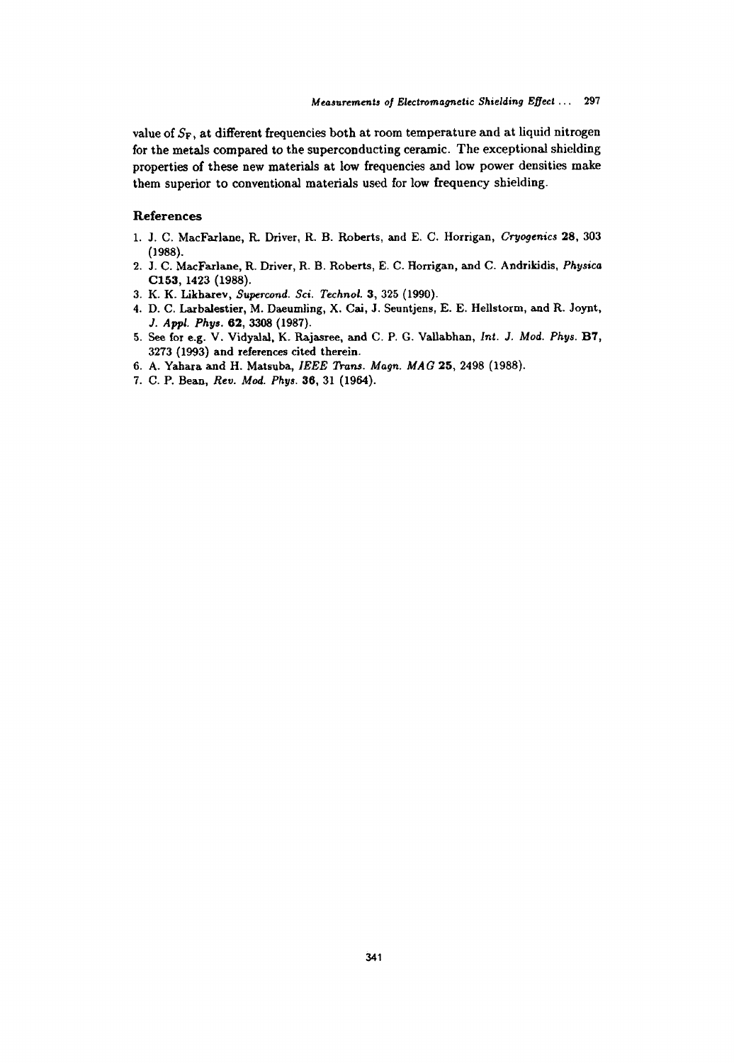value of $S_F$, at different frequencies both at room temperature and at liquid nitrogen for the metals compared to the superconducting ceramic. The exceptional shielding properties of these new materials at low frequencies and low power densities make them superior to conventional materials used for low frequency shielding.

## References

1. J. C. MacFarlane, R. Driver, R. B. Roberts, and E. C. Horrigan, *Cryogenics* **28**, 303 (1988).
2. J. C. MacFarlane, R. Driver, R. B. Roberts, E. C. Horrigan, and C. Andrikidis, *Physica* **C153**, 1423 (1988).
3. K. K. Likharev, *Supercond. Sci. Technol.* **3**, 325 (1990).
4. D. C. Larbalestier, M. Daeumling, X. Cai, J. Seuntjens, E. E. Hellstorm, and R. Joynt, *J. Appl. Phys.* **62**, 3308 (1987).
5. See for e.g. V. Vidyalal, K. Rajasree, and C. P. G. Vallabhan, *Int. J. Mod. Phys.* **B7**, 3273 (1993) and references cited therein.
6. A. Yahara and H. Matsuba, *IEEE Trans. Magn. MAG* **25**, 2498 (1988).
7. C. P. Bean, *Rev. Mod. Phys.* **36**, 31 (1964).